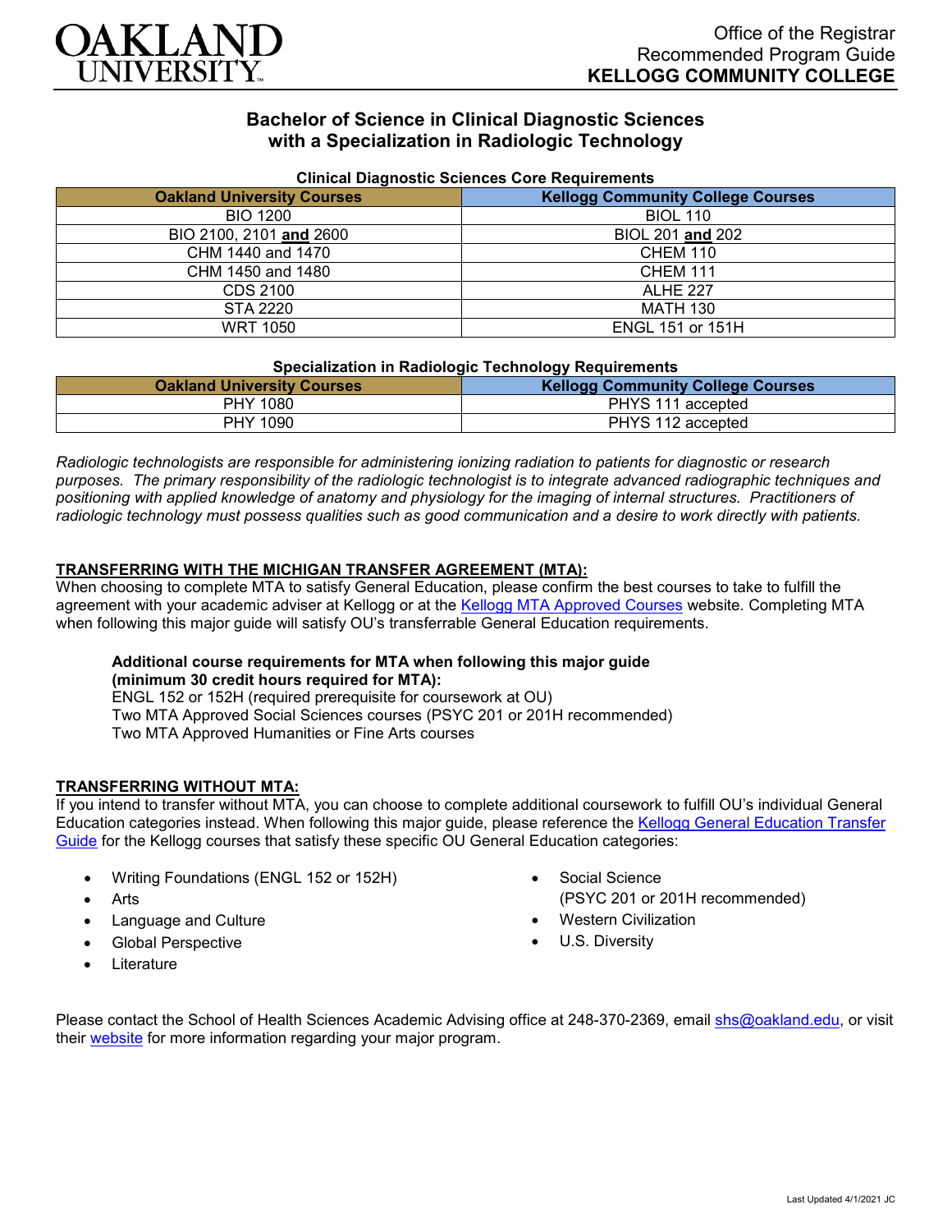Office of the Registrar
Recommended Program Guide
**KELLOGG COMMUNITY COLLEGE**

# Bachelor of Science in Clinical Diagnostic Sciences with a Specialization in Radiologic Technology

**Clinical Diagnostic Sciences Core Requirements**

| Oakland University Courses | Kellogg Community College Courses |
|---|---|
| BIO 1200 | BIOL 110 |
| BIO 2100, 2101 **and** 2600 | BIOL 201 **and** 202 |
| CHM 1440 and 1470 | CHEM 110 |
| CHM 1450 and 1480 | CHEM 111 |
| CDS 2100 | ALHE 227 |
| STA 2220 | MATH 130 |
| WRT 1050 | ENGL 151 or 151H |

**Specialization in Radiologic Technology Requirements**

| Oakland University Courses | Kellogg Community College Courses |
|---|---|
| PHY 1080 | PHYS 111 accepted |
| PHY 1090 | PHYS 112 accepted |

*Radiologic technologists are responsible for administering ionizing radiation to patients for diagnostic or research purposes. The primary responsibility of the radiologic technologist is to integrate advanced radiographic techniques and positioning with applied knowledge of anatomy and physiology for the imaging of internal structures. Practitioners of radiologic technology must possess qualities such as good communication and a desire to work directly with patients.*

## TRANSFERRING WITH THE MICHIGAN TRANSFER AGREEMENT (MTA):

When choosing to complete MTA to satisfy General Education, please confirm the best courses to take to fulfill the agreement with your academic adviser at Kellogg or at the Kellogg MTA Approved Courses website. Completing MTA when following this major guide will satisfy OU's transferrable General Education requirements.

**Additional course requirements for MTA when following this major guide (minimum 30 credit hours required for MTA):**
ENGL 152 or 152H (required prerequisite for coursework at OU)
Two MTA Approved Social Sciences courses (PSYC 201 or 201H recommended)
Two MTA Approved Humanities or Fine Arts courses

## TRANSFERRING WITHOUT MTA:

If you intend to transfer without MTA, you can choose to complete additional coursework to fulfill OU's individual General Education categories instead. When following this major guide, please reference the Kellogg General Education Transfer Guide for the Kellogg courses that satisfy these specific OU General Education categories:

- Writing Foundations (ENGL 152 or 152H)
- Arts
- Language and Culture
- Global Perspective
- Literature
- Social Science (PSYC 201 or 201H recommended)
- Western Civilization
- U.S. Diversity

Please contact the School of Health Sciences Academic Advising office at 248-370-2369, email shs@oakland.edu, or visit their website for more information regarding your major program.

Last Updated 4/1/2021 JC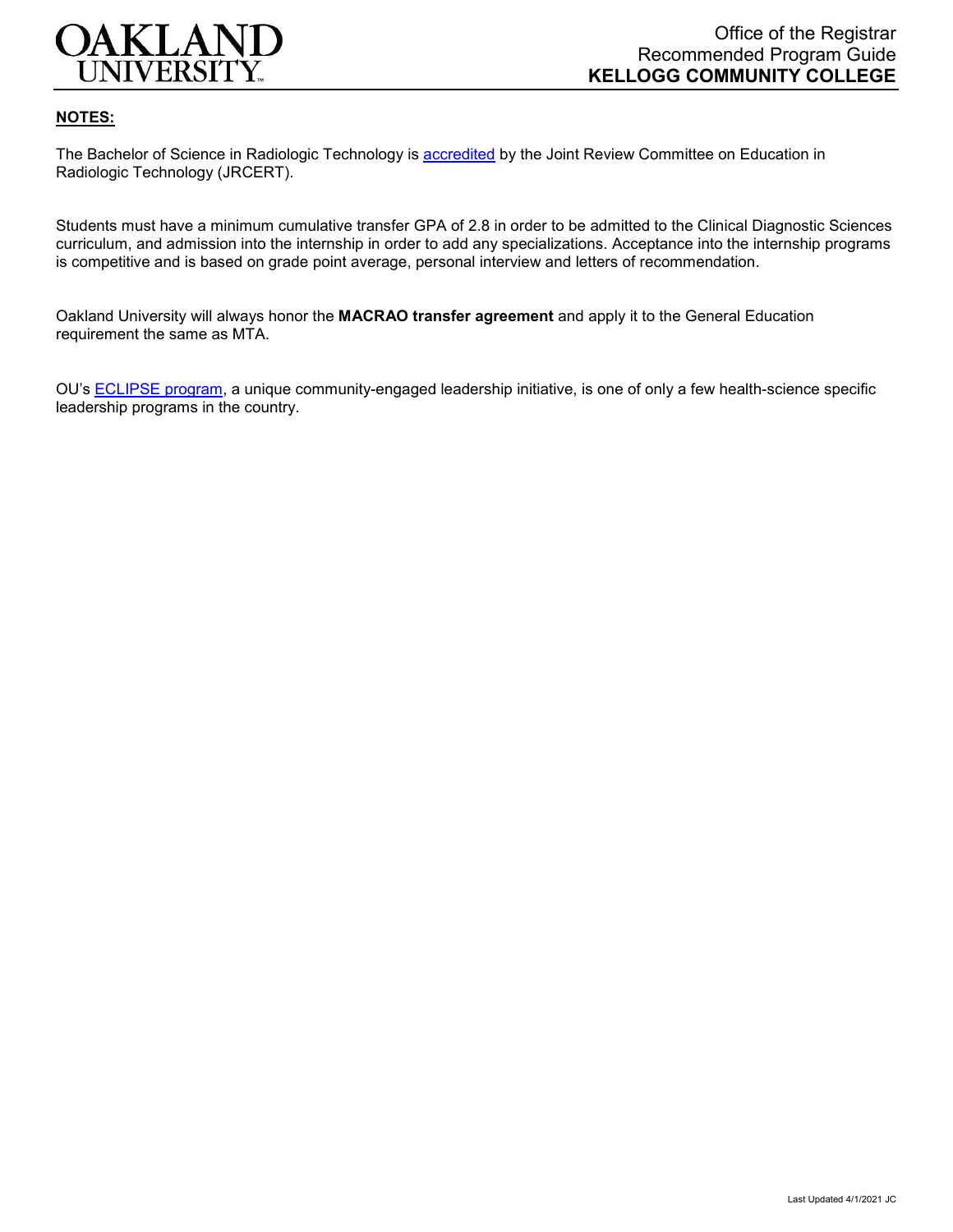**NOTES:**

The Bachelor of Science in Radiologic Technology is accredited by the Joint Review Committee on Education in Radiologic Technology (JRCERT).

Students must have a minimum cumulative transfer GPA of 2.8 in order to be admitted to the Clinical Diagnostic Sciences curriculum, and admission into the internship in order to add any specializations. Acceptance into the internship programs is competitive and is based on grade point average, personal interview and letters of recommendation.

Oakland University will always honor the **MACRAO transfer agreement** and apply it to the General Education requirement the same as MTA.

OU's ECLIPSE program, a unique community-engaged leadership initiative, is one of only a few health-science specific leadership programs in the country.